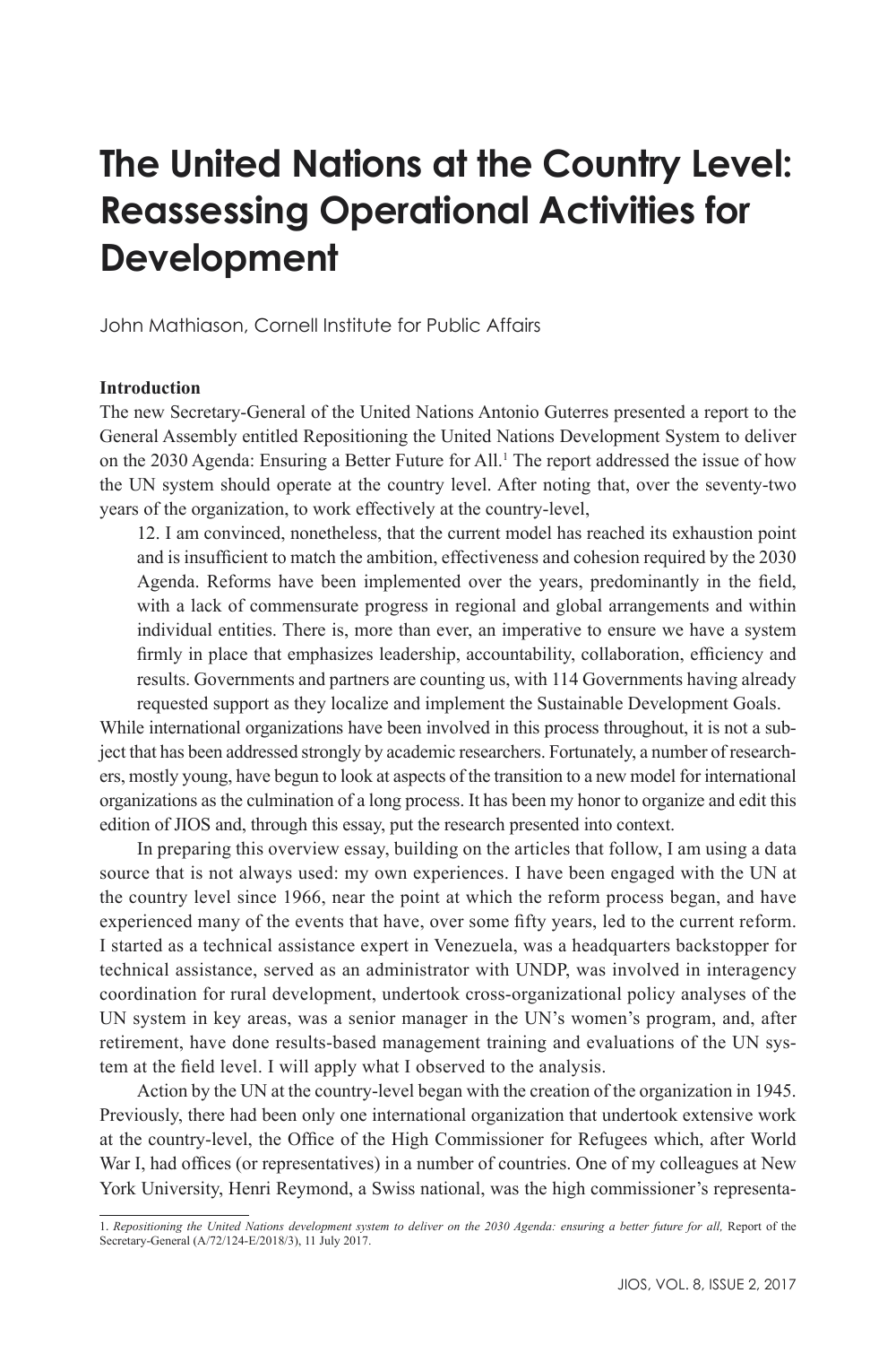# The United Nations at the Country Level: Reassessing Operational Activities for Development

John Mathiason, Cornell Institute for Public Affairs

**Introduction**

The new Secretary-General of the United Nations Antonio Guterres presented a report to the General Assembly entitled Repositioning the United Nations Development System to deliver on the 2030 Agenda: Ensuring a Better Future for All.[1] The report addressed the issue of how the UN system should operate at the country level. After noting that, over the seventy-two years of the organization, to work effectively at the country-level,

> 12. I am convinced, nonetheless, that the current model has reached its exhaustion point and is insufficient to match the ambition, effectiveness and cohesion required by the 2030 Agenda. Reforms have been implemented over the years, predominantly in the field, with a lack of commensurate progress in regional and global arrangements and within individual entities. There is, more than ever, an imperative to ensure we have a system firmly in place that emphasizes leadership, accountability, collaboration, efficiency and results. Governments and partners are counting us, with 114 Governments having already requested support as they localize and implement the Sustainable Development Goals.

While international organizations have been involved in this process throughout, it is not a subject that has been addressed strongly by academic researchers. Fortunately, a number of researchers, mostly young, have begun to look at aspects of the transition to a new model for international organizations as the culmination of a long process. It has been my honor to organize and edit this edition of JIOS and, through this essay, put the research presented into context.

In preparing this overview essay, building on the articles that follow, I am using a data source that is not always used: my own experiences. I have been engaged with the UN at the country level since 1966, near the point at which the reform process began, and have experienced many of the events that have, over some fifty years, led to the current reform. I started as a technical assistance expert in Venezuela, was a headquarters backstopper for technical assistance, served as an administrator with UNDP, was involved in interagency coordination for rural development, undertook cross-organizational policy analyses of the UN system in key areas, was a senior manager in the UN's women's program, and, after retirement, have done results-based management training and evaluations of the UN system at the field level. I will apply what I observed to the analysis.

Action by the UN at the country-level began with the creation of the organization in 1945. Previously, there had been only one international organization that undertook extensive work at the country-level, the Office of the High Commissioner for Refugees which, after World War I, had offices (or representatives) in a number of countries. One of my colleagues at New York University, Henri Reymond, a Swiss national, was the high commissioner's representa-

---

1. *Repositioning the United Nations development system to deliver on the 2030 Agenda: ensuring a better future for all,* Report of the Secretary-General (A/72/124-E/2018/3), 11 July 2017.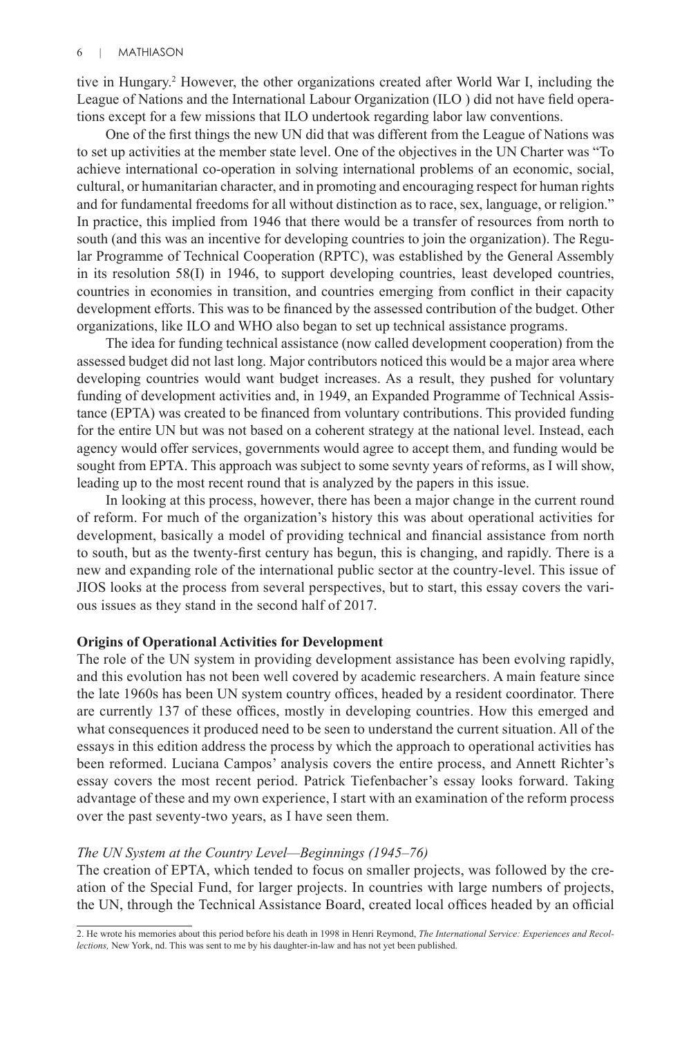tive in Hungary.[2] However, the other organizations created after World War I, including the League of Nations and the International Labour Organization (ILO ) did not have field operations except for a few missions that ILO undertook regarding labor law conventions.

One of the first things the new UN did that was different from the League of Nations was to set up activities at the member state level. One of the objectives in the UN Charter was "To achieve international co-operation in solving international problems of an economic, social, cultural, or humanitarian character, and in promoting and encouraging respect for human rights and for fundamental freedoms for all without distinction as to race, sex, language, or religion." In practice, this implied from 1946 that there would be a transfer of resources from north to south (and this was an incentive for developing countries to join the organization). The Regular Programme of Technical Cooperation (RPTC), was established by the General Assembly in its resolution 58(I) in 1946, to support developing countries, least developed countries, countries in economies in transition, and countries emerging from conflict in their capacity development efforts. This was to be financed by the assessed contribution of the budget. Other organizations, like ILO and WHO also began to set up technical assistance programs.

The idea for funding technical assistance (now called development cooperation) from the assessed budget did not last long. Major contributors noticed this would be a major area where developing countries would want budget increases. As a result, they pushed for voluntary funding of development activities and, in 1949, an Expanded Programme of Technical Assistance (EPTA) was created to be financed from voluntary contributions. This provided funding for the entire UN but was not based on a coherent strategy at the national level. Instead, each agency would offer services, governments would agree to accept them, and funding would be sought from EPTA. This approach was subject to some sevnty years of reforms, as I will show, leading up to the most recent round that is analyzed by the papers in this issue.

In looking at this process, however, there has been a major change in the current round of reform. For much of the organization's history this was about operational activities for development, basically a model of providing technical and financial assistance from north to south, but as the twenty-first century has begun, this is changing, and rapidly. There is a new and expanding role of the international public sector at the country-level. This issue of JIOS looks at the process from several perspectives, but to start, this essay covers the various issues as they stand in the second half of 2017.

## Origins of Operational Activities for Development

The role of the UN system in providing development assistance has been evolving rapidly, and this evolution has not been well covered by academic researchers. A main feature since the late 1960s has been UN system country offices, headed by a resident coordinator. There are currently 137 of these offices, mostly in developing countries. How this emerged and what consequences it produced need to be seen to understand the current situation. All of the essays in this edition address the process by which the approach to operational activities has been reformed. Luciana Campos' analysis covers the entire process, and Annett Richter's essay covers the most recent period. Patrick Tiefenbacher's essay looks forward. Taking advantage of these and my own experience, I start with an examination of the reform process over the past seventy-two years, as I have seen them.

### *The UN System at the Country Level—Beginnings (1945–76)*

The creation of EPTA, which tended to focus on smaller projects, was followed by the creation of the Special Fund, for larger projects. In countries with large numbers of projects, the UN, through the Technical Assistance Board, created local offices headed by an official

2. He wrote his memories about this period before his death in 1998 in Henri Reymond, *The International Service: Experiences and Recollections,* New York, nd. This was sent to me by his daughter-in-law and has not yet been published.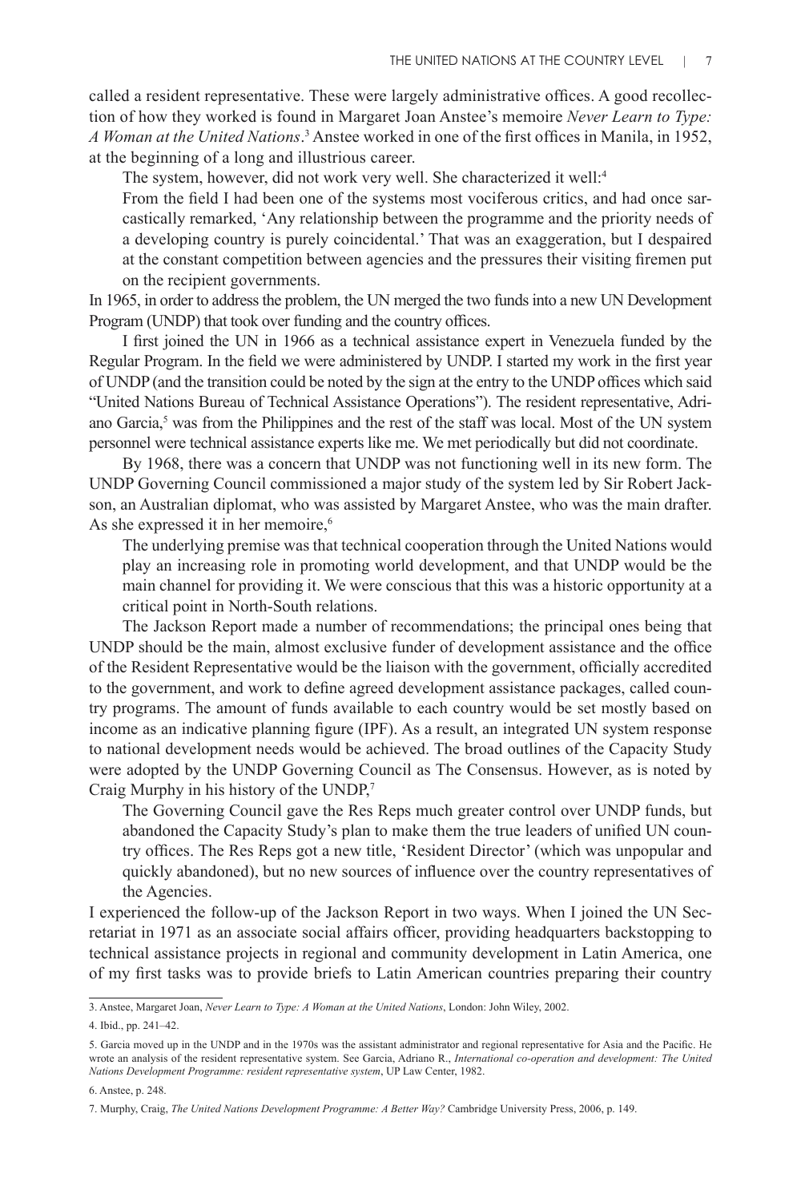called a resident representative. These were largely administrative offices. A good recollection of how they worked is found in Margaret Joan Anstee's memoire *Never Learn to Type: A Woman at the United Nations*.[3] Anstee worked in one of the first offices in Manila, in 1952, at the beginning of a long and illustrious career.

The system, however, did not work very well. She characterized it well:[4]

> From the field I had been one of the systems most vociferous critics, and had once sarcastically remarked, 'Any relationship between the programme and the priority needs of a developing country is purely coincidental.' That was an exaggeration, but I despaired at the constant competition between agencies and the pressures their visiting firemen put on the recipient governments.

In 1965, in order to address the problem, the UN merged the two funds into a new UN Development Program (UNDP) that took over funding and the country offices.

I first joined the UN in 1966 as a technical assistance expert in Venezuela funded by the Regular Program. In the field we were administered by UNDP. I started my work in the first year of UNDP (and the transition could be noted by the sign at the entry to the UNDP offices which said "United Nations Bureau of Technical Assistance Operations"). The resident representative, Adriano Garcia,[5] was from the Philippines and the rest of the staff was local. Most of the UN system personnel were technical assistance experts like me. We met periodically but did not coordinate.

By 1968, there was a concern that UNDP was not functioning well in its new form. The UNDP Governing Council commissioned a major study of the system led by Sir Robert Jackson, an Australian diplomat, who was assisted by Margaret Anstee, who was the main drafter. As she expressed it in her memoire,[6]

> The underlying premise was that technical cooperation through the United Nations would play an increasing role in promoting world development, and that UNDP would be the main channel for providing it. We were conscious that this was a historic opportunity at a critical point in North-South relations.

The Jackson Report made a number of recommendations; the principal ones being that UNDP should be the main, almost exclusive funder of development assistance and the office of the Resident Representative would be the liaison with the government, officially accredited to the government, and work to define agreed development assistance packages, called country programs. The amount of funds available to each country would be set mostly based on income as an indicative planning figure (IPF). As a result, an integrated UN system response to national development needs would be achieved. The broad outlines of the Capacity Study were adopted by the UNDP Governing Council as The Consensus. However, as is noted by Craig Murphy in his history of the UNDP,[7]

> The Governing Council gave the Res Reps much greater control over UNDP funds, but abandoned the Capacity Study's plan to make them the true leaders of unified UN country offices. The Res Reps got a new title, 'Resident Director' (which was unpopular and quickly abandoned), but no new sources of influence over the country representatives of the Agencies.

I experienced the follow-up of the Jackson Report in two ways. When I joined the UN Secretariat in 1971 as an associate social affairs officer, providing headquarters backstopping to technical assistance projects in regional and community development in Latin America, one of my first tasks was to provide briefs to Latin American countries preparing their country

---

3. Anstee, Margaret Joan, *Never Learn to Type: A Woman at the United Nations*, London: John Wiley, 2002.

4. Ibid., pp. 241–42.

5. Garcia moved up in the UNDP and in the 1970s was the assistant administrator and regional representative for Asia and the Pacific. He wrote an analysis of the resident representative system. See Garcia, Adriano R., *International co-operation and development: The United Nations Development Programme: resident representative system*, UP Law Center, 1982.

6. Anstee, p. 248.

7. Murphy, Craig, *The United Nations Development Programme: A Better Way?* Cambridge University Press, 2006, p. 149.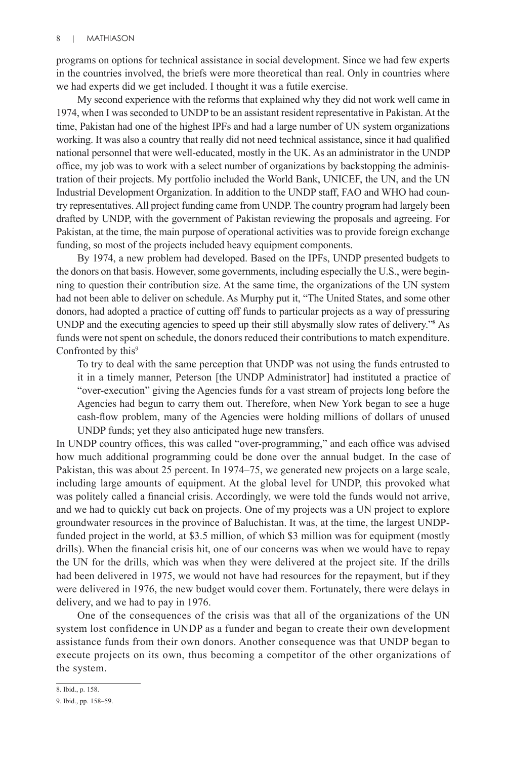programs on options for technical assistance in social development. Since we had few experts in the countries involved, the briefs were more theoretical than real. Only in countries where we had experts did we get included. I thought it was a futile exercise.

My second experience with the reforms that explained why they did not work well came in 1974, when I was seconded to UNDP to be an assistant resident representative in Pakistan. At the time, Pakistan had one of the highest IPFs and had a large number of UN system organizations working. It was also a country that really did not need technical assistance, since it had qualified national personnel that were well-educated, mostly in the UK. As an administrator in the UNDP office, my job was to work with a select number of organizations by backstopping the administration of their projects. My portfolio included the World Bank, UNICEF, the UN, and the UN Industrial Development Organization. In addition to the UNDP staff, FAO and WHO had country representatives. All project funding came from UNDP. The country program had largely been drafted by UNDP, with the government of Pakistan reviewing the proposals and agreeing. For Pakistan, at the time, the main purpose of operational activities was to provide foreign exchange funding, so most of the projects included heavy equipment components.

By 1974, a new problem had developed. Based on the IPFs, UNDP presented budgets to the donors on that basis. However, some governments, including especially the U.S., were beginning to question their contribution size. At the same time, the organizations of the UN system had not been able to deliver on schedule. As Murphy put it, "The United States, and some other donors, had adopted a practice of cutting off funds to particular projects as a way of pressuring UNDP and the executing agencies to speed up their still abysmally slow rates of delivery."[8] As funds were not spent on schedule, the donors reduced their contributions to match expenditure. Confronted by this[9]

> To try to deal with the same perception that UNDP was not using the funds entrusted to it in a timely manner, Peterson [the UNDP Administrator] had instituted a practice of "over-execution" giving the Agencies funds for a vast stream of projects long before the Agencies had begun to carry them out. Therefore, when New York began to see a huge cash-flow problem, many of the Agencies were holding millions of dollars of unused UNDP funds; yet they also anticipated huge new transfers.

In UNDP country offices, this was called "over-programming," and each office was advised how much additional programming could be done over the annual budget. In the case of Pakistan, this was about 25 percent. In 1974–75, we generated new projects on a large scale, including large amounts of equipment. At the global level for UNDP, this provoked what was politely called a financial crisis. Accordingly, we were told the funds would not arrive, and we had to quickly cut back on projects. One of my projects was a UN project to explore groundwater resources in the province of Baluchistan. It was, at the time, the largest UNDP-funded project in the world, at \$3.5 million, of which \$3 million was for equipment (mostly drills). When the financial crisis hit, one of our concerns was when we would have to repay the UN for the drills, which was when they were delivered at the project site. If the drills had been delivered in 1975, we would not have had resources for the repayment, but if they were delivered in 1976, the new budget would cover them. Fortunately, there were delays in delivery, and we had to pay in 1976.

One of the consequences of the crisis was that all of the organizations of the UN system lost confidence in UNDP as a funder and began to create their own development assistance funds from their own donors. Another consequence was that UNDP began to execute projects on its own, thus becoming a competitor of the other organizations of the system.

---

8. Ibid., p. 158.

9. Ibid., pp. 158–59.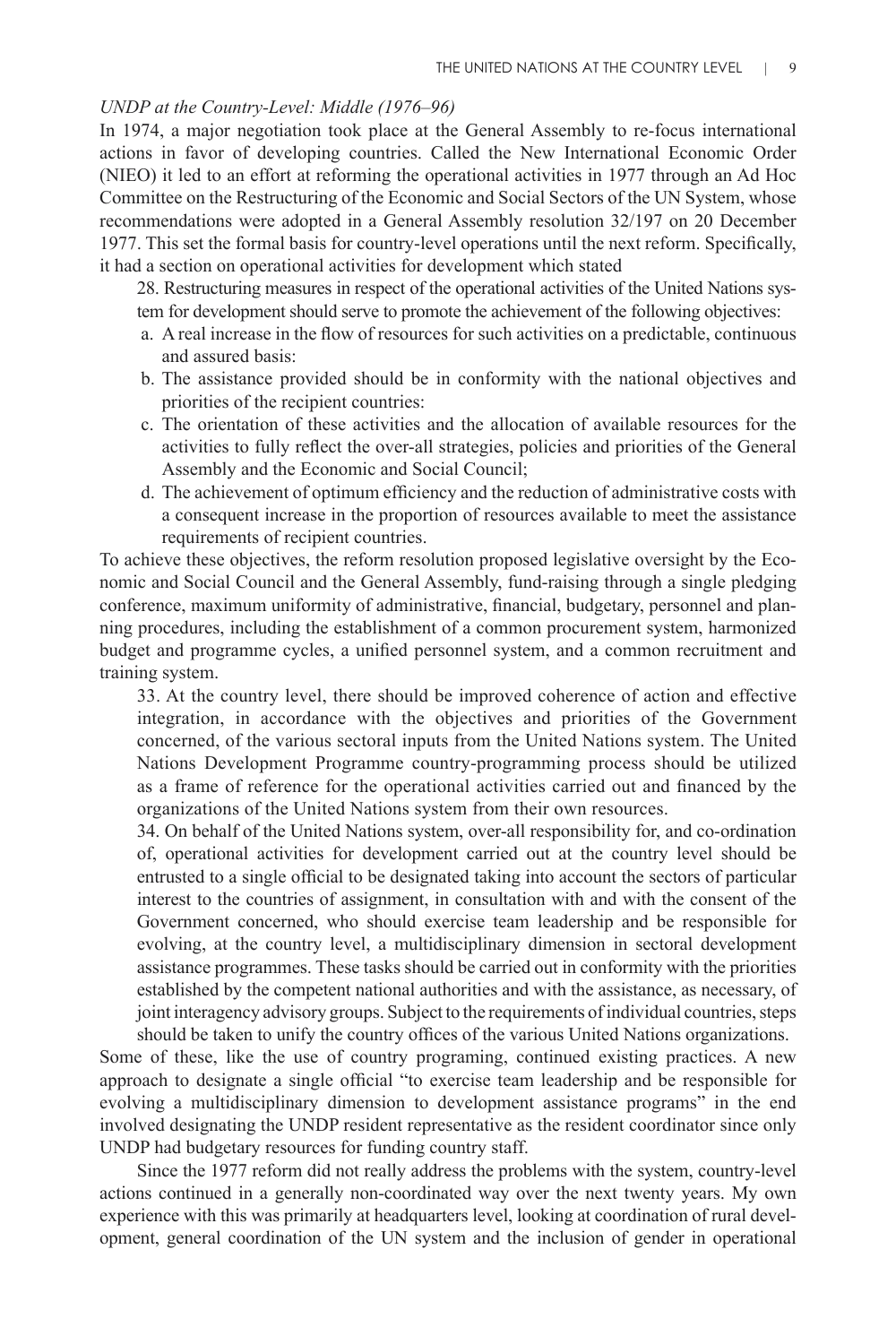*UNDP at the Country-Level: Middle (1976–96)*

In 1974, a major negotiation took place at the General Assembly to re-focus international actions in favor of developing countries. Called the New International Economic Order (NIEO) it led to an effort at reforming the operational activities in 1977 through an Ad Hoc Committee on the Restructuring of the Economic and Social Sectors of the UN System, whose recommendations were adopted in a General Assembly resolution 32/197 on 20 December 1977. This set the formal basis for country-level operations until the next reform. Specifically, it had a section on operational activities for development which stated

> 28. Restructuring measures in respect of the operational activities of the United Nations system for development should serve to promote the achievement of the following objectives:
>
> a. A real increase in the flow of resources for such activities on a predictable, continuous and assured basis:
> b. The assistance provided should be in conformity with the national objectives and priorities of the recipient countries:
> c. The orientation of these activities and the allocation of available resources for the activities to fully reflect the over-all strategies, policies and priorities of the General Assembly and the Economic and Social Council;
> d. The achievement of optimum efficiency and the reduction of administrative costs with a consequent increase in the proportion of resources available to meet the assistance requirements of recipient countries.

To achieve these objectives, the reform resolution proposed legislative oversight by the Economic and Social Council and the General Assembly, fund-raising through a single pledging conference, maximum uniformity of administrative, financial, budgetary, personnel and planning procedures, including the establishment of a common procurement system, harmonized budget and programme cycles, a unified personnel system, and a common recruitment and training system.

> 33. At the country level, there should be improved coherence of action and effective integration, in accordance with the objectives and priorities of the Government concerned, of the various sectoral inputs from the United Nations system. The United Nations Development Programme country-programming process should be utilized as a frame of reference for the operational activities carried out and financed by the organizations of the United Nations system from their own resources.
>
> 34. On behalf of the United Nations system, over-all responsibility for, and co-ordination of, operational activities for development carried out at the country level should be entrusted to a single official to be designated taking into account the sectors of particular interest to the countries of assignment, in consultation with and with the consent of the Government concerned, who should exercise team leadership and be responsible for evolving, at the country level, a multidisciplinary dimension in sectoral development assistance programmes. These tasks should be carried out in conformity with the priorities established by the competent national authorities and with the assistance, as necessary, of joint interagency advisory groups. Subject to the requirements of individual countries, steps should be taken to unify the country offices of the various United Nations organizations.

Some of these, like the use of country programing, continued existing practices. A new approach to designate a single official "to exercise team leadership and be responsible for evolving a multidisciplinary dimension to development assistance programs" in the end involved designating the UNDP resident representative as the resident coordinator since only UNDP had budgetary resources for funding country staff.

Since the 1977 reform did not really address the problems with the system, country-level actions continued in a generally non-coordinated way over the next twenty years. My own experience with this was primarily at headquarters level, looking at coordination of rural development, general coordination of the UN system and the inclusion of gender in operational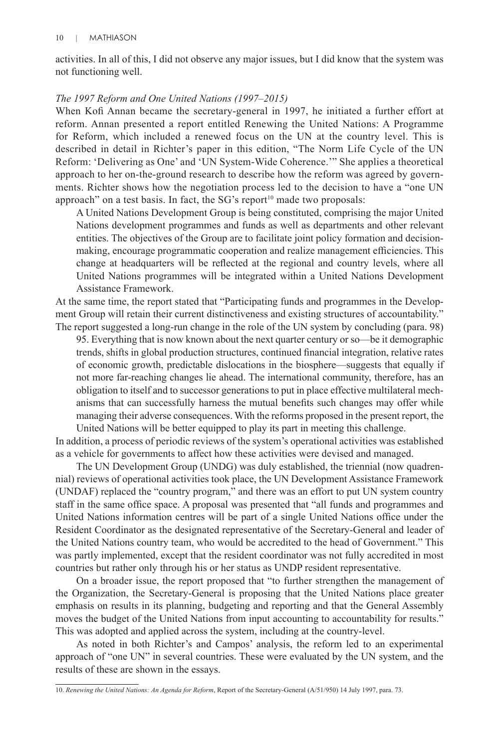activities. In all of this, I did not observe any major issues, but I did know that the system was not functioning well.

*The 1997 Reform and One United Nations (1997–2015)*

When Kofi Annan became the secretary-general in 1997, he initiated a further effort at reform. Annan presented a report entitled Renewing the United Nations: A Programme for Reform, which included a renewed focus on the UN at the country level. This is described in detail in Richter's paper in this edition, "The Norm Life Cycle of the UN Reform: 'Delivering as One' and 'UN System-Wide Coherence.'" She applies a theoretical approach to her on-the-ground research to describe how the reform was agreed by governments. Richter shows how the negotiation process led to the decision to have a "one UN approach" on a test basis. In fact, the SG's report[10] made two proposals:

> A United Nations Development Group is being constituted, comprising the major United Nations development programmes and funds as well as departments and other relevant entities. The objectives of the Group are to facilitate joint policy formation and decision-making, encourage programmatic cooperation and realize management efficiencies. This change at headquarters will be reflected at the regional and country levels, where all United Nations programmes will be integrated within a United Nations Development Assistance Framework.

At the same time, the report stated that "Participating funds and programmes in the Development Group will retain their current distinctiveness and existing structures of accountability." The report suggested a long-run change in the role of the UN system by concluding (para. 98)

> 95. Everything that is now known about the next quarter century or so—be it demographic trends, shifts in global production structures, continued financial integration, relative rates of economic growth, predictable dislocations in the biosphere—suggests that equally if not more far-reaching changes lie ahead. The international community, therefore, has an obligation to itself and to successor generations to put in place effective multilateral mechanisms that can successfully harness the mutual benefits such changes may offer while managing their adverse consequences. With the reforms proposed in the present report, the United Nations will be better equipped to play its part in meeting this challenge.

In addition, a process of periodic reviews of the system's operational activities was established as a vehicle for governments to affect how these activities were devised and managed.

The UN Development Group (UNDG) was duly established, the triennial (now quadrennial) reviews of operational activities took place, the UN Development Assistance Framework (UNDAF) replaced the "country program," and there was an effort to put UN system country staff in the same office space. A proposal was presented that "all funds and programmes and United Nations information centres will be part of a single United Nations office under the Resident Coordinator as the designated representative of the Secretary-General and leader of the United Nations country team, who would be accredited to the head of Government." This was partly implemented, except that the resident coordinator was not fully accredited in most countries but rather only through his or her status as UNDP resident representative.

On a broader issue, the report proposed that "to further strengthen the management of the Organization, the Secretary-General is proposing that the United Nations place greater emphasis on results in its planning, budgeting and reporting and that the General Assembly moves the budget of the United Nations from input accounting to accountability for results." This was adopted and applied across the system, including at the country-level.

As noted in both Richter's and Campos' analysis, the reform led to an experimental approach of "one UN" in several countries. These were evaluated by the UN system, and the results of these are shown in the essays.

---

10. *Renewing the United Nations: An Agenda for Reform*, Report of the Secretary-General (A/51/950) 14 July 1997, para. 73.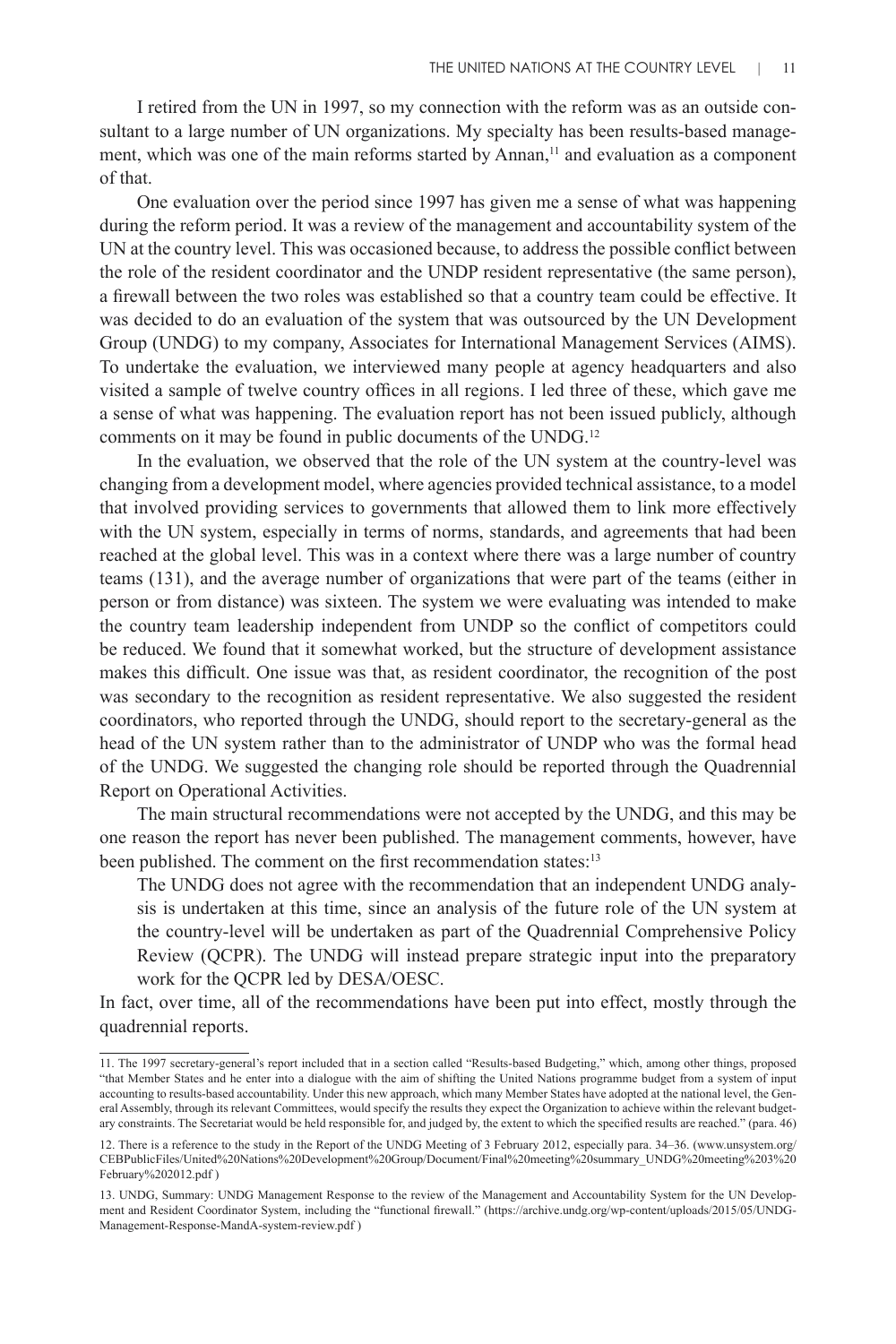I retired from the UN in 1997, so my connection with the reform was as an outside consultant to a large number of UN organizations. My specialty has been results-based management, which was one of the main reforms started by Annan,[11] and evaluation as a component of that.

One evaluation over the period since 1997 has given me a sense of what was happening during the reform period. It was a review of the management and accountability system of the UN at the country level. This was occasioned because, to address the possible conflict between the role of the resident coordinator and the UNDP resident representative (the same person), a firewall between the two roles was established so that a country team could be effective. It was decided to do an evaluation of the system that was outsourced by the UN Development Group (UNDG) to my company, Associates for International Management Services (AIMS). To undertake the evaluation, we interviewed many people at agency headquarters and also visited a sample of twelve country offices in all regions. I led three of these, which gave me a sense of what was happening. The evaluation report has not been issued publicly, although comments on it may be found in public documents of the UNDG.[12]

In the evaluation, we observed that the role of the UN system at the country-level was changing from a development model, where agencies provided technical assistance, to a model that involved providing services to governments that allowed them to link more effectively with the UN system, especially in terms of norms, standards, and agreements that had been reached at the global level. This was in a context where there was a large number of country teams (131), and the average number of organizations that were part of the teams (either in person or from distance) was sixteen. The system we were evaluating was intended to make the country team leadership independent from UNDP so the conflict of competitors could be reduced. We found that it somewhat worked, but the structure of development assistance makes this difficult. One issue was that, as resident coordinator, the recognition of the post was secondary to the recognition as resident representative. We also suggested the resident coordinators, who reported through the UNDG, should report to the secretary-general as the head of the UN system rather than to the administrator of UNDP who was the formal head of the UNDG. We suggested the changing role should be reported through the Quadrennial Report on Operational Activities.

The main structural recommendations were not accepted by the UNDG, and this may be one reason the report has never been published. The management comments, however, have been published. The comment on the first recommendation states:[13]

> The UNDG does not agree with the recommendation that an independent UNDG analysis is undertaken at this time, since an analysis of the future role of the UN system at the country-level will be undertaken as part of the Quadrennial Comprehensive Policy Review (QCPR). The UNDG will instead prepare strategic input into the preparatory work for the QCPR led by DESA/OESC.

In fact, over time, all of the recommendations have been put into effect, mostly through the quadrennial reports.

---

11. The 1997 secretary-general's report included that in a section called "Results-based Budgeting," which, among other things, proposed "that Member States and he enter into a dialogue with the aim of shifting the United Nations programme budget from a system of input accounting to results-based accountability. Under this new approach, which many Member States have adopted at the national level, the General Assembly, through its relevant Committees, would specify the results they expect the Organization to achieve within the relevant budgetary constraints. The Secretariat would be held responsible for, and judged by, the extent to which the specified results are reached." (para. 46)

12. There is a reference to the study in the Report of the UNDG Meeting of 3 February 2012, especially para. 34–36. (www.unsystem.org/CEBPublicFiles/United%20Nations%20Development%20Group/Document/Final%20meeting%20summary_UNDG%20meeting%203%20February%202012.pdf )

13. UNDG, Summary: UNDG Management Response to the review of the Management and Accountability System for the UN Development and Resident Coordinator System, including the "functional firewall." (https://archive.undg.org/wp-content/uploads/2015/05/UNDG-Management-Response-MandA-system-review.pdf )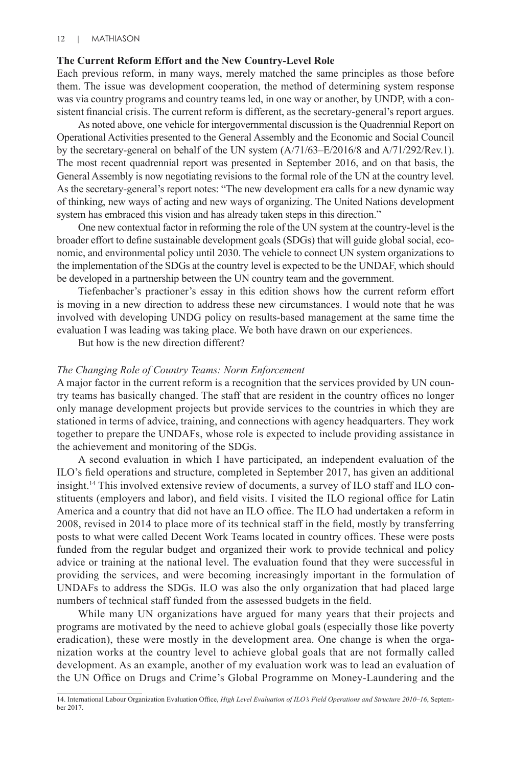### The Current Reform Effort and the New Country-Level Role

Each previous reform, in many ways, merely matched the same principles as those before them. The issue was development cooperation, the method of determining system response was via country programs and country teams led, in one way or another, by UNDP, with a consistent financial crisis. The current reform is different, as the secretary-general's report argues.

As noted above, one vehicle for intergovernmental discussion is the Quadrennial Report on Operational Activities presented to the General Assembly and the Economic and Social Council by the secretary-general on behalf of the UN system (A/71/63–E/2016/8 and A/71/292/Rev.1). The most recent quadrennial report was presented in September 2016, and on that basis, the General Assembly is now negotiating revisions to the formal role of the UN at the country level. As the secretary-general's report notes: "The new development era calls for a new dynamic way of thinking, new ways of acting and new ways of organizing. The United Nations development system has embraced this vision and has already taken steps in this direction."

One new contextual factor in reforming the role of the UN system at the country-level is the broader effort to define sustainable development goals (SDGs) that will guide global social, economic, and environmental policy until 2030. The vehicle to connect UN system organizations to the implementation of the SDGs at the country level is expected to be the UNDAF, which should be developed in a partnership between the UN country team and the government.

Tiefenbacher's practioner's essay in this edition shows how the current reform effort is moving in a new direction to address these new circumstances. I would note that he was involved with developing UNDG policy on results-based management at the same time the evaluation I was leading was taking place. We both have drawn on our experiences.

But how is the new direction different?

#### *The Changing Role of Country Teams: Norm Enforcement*

A major factor in the current reform is a recognition that the services provided by UN country teams has basically changed. The staff that are resident in the country offices no longer only manage development projects but provide services to the countries in which they are stationed in terms of advice, training, and connections with agency headquarters. They work together to prepare the UNDAFs, whose role is expected to include providing assistance in the achievement and monitoring of the SDGs.

A second evaluation in which I have participated, an independent evaluation of the ILO's field operations and structure, completed in September 2017, has given an additional insight.[14] This involved extensive review of documents, a survey of ILO staff and ILO constituents (employers and labor), and field visits. I visited the ILO regional office for Latin America and a country that did not have an ILO office. The ILO had undertaken a reform in 2008, revised in 2014 to place more of its technical staff in the field, mostly by transferring posts to what were called Decent Work Teams located in country offices. These were posts funded from the regular budget and organized their work to provide technical and policy advice or training at the national level. The evaluation found that they were successful in providing the services, and were becoming increasingly important in the formulation of UNDAFs to address the SDGs. ILO was also the only organization that had placed large numbers of technical staff funded from the assessed budgets in the field.

While many UN organizations have argued for many years that their projects and programs are motivated by the need to achieve global goals (especially those like poverty eradication), these were mostly in the development area. One change is when the organization works at the country level to achieve global goals that are not formally called development. As an example, another of my evaluation work was to lead an evaluation of the UN Office on Drugs and Crime's Global Programme on Money-Laundering and the

14. International Labour Organization Evaluation Office, *High Level Evaluation of ILO's Field Operations and Structure 2010–16*, September 2017.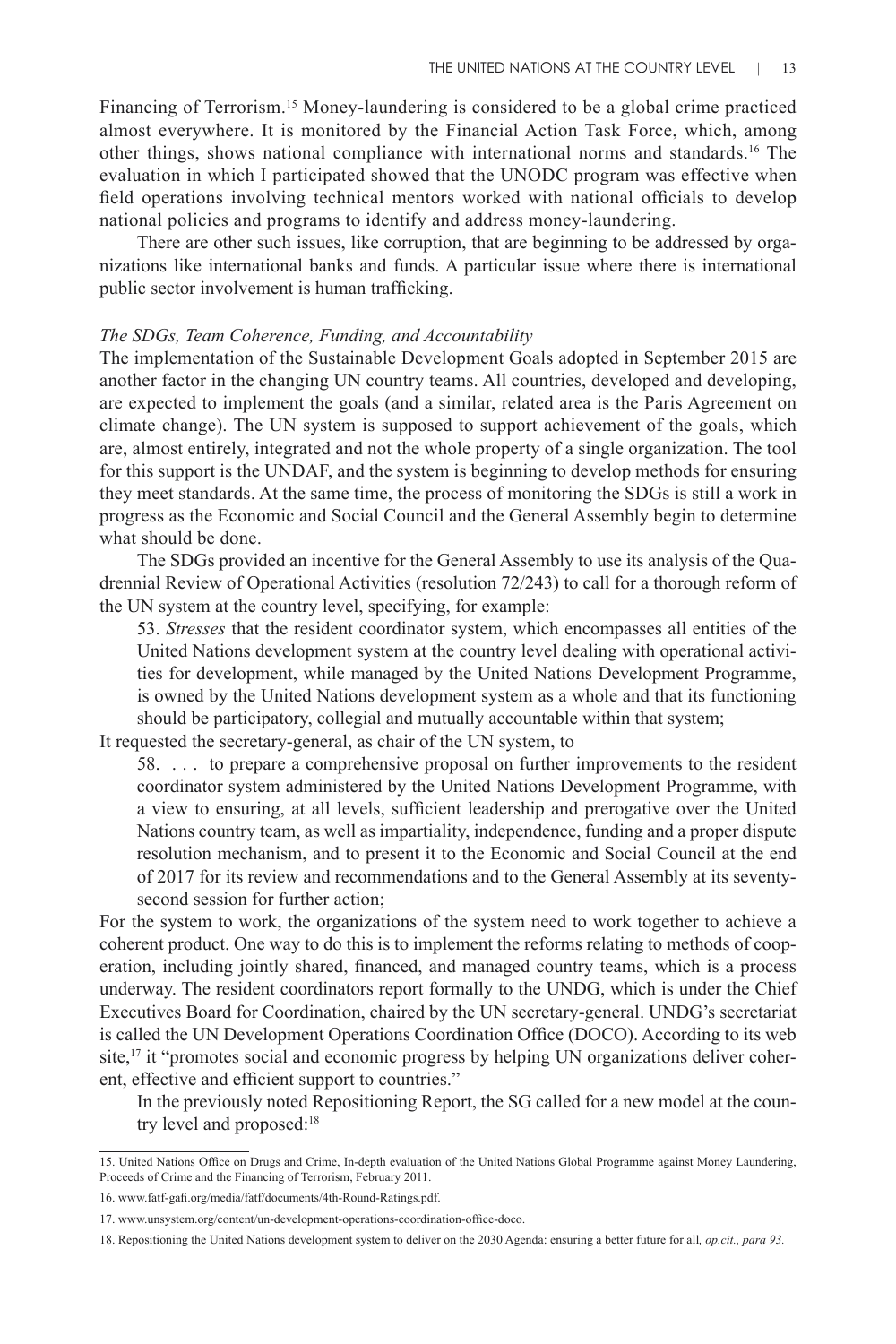Financing of Terrorism.[15] Money-laundering is considered to be a global crime practiced almost everywhere. It is monitored by the Financial Action Task Force, which, among other things, shows national compliance with international norms and standards.[16] The evaluation in which I participated showed that the UNODC program was effective when field operations involving technical mentors worked with national officials to develop national policies and programs to identify and address money-laundering.

There are other such issues, like corruption, that are beginning to be addressed by organizations like international banks and funds. A particular issue where there is international public sector involvement is human trafficking.

*The SDGs, Team Coherence, Funding, and Accountability*

The implementation of the Sustainable Development Goals adopted in September 2015 are another factor in the changing UN country teams. All countries, developed and developing, are expected to implement the goals (and a similar, related area is the Paris Agreement on climate change). The UN system is supposed to support achievement of the goals, which are, almost entirely, integrated and not the whole property of a single organization. The tool for this support is the UNDAF, and the system is beginning to develop methods for ensuring they meet standards. At the same time, the process of monitoring the SDGs is still a work in progress as the Economic and Social Council and the General Assembly begin to determine what should be done.

The SDGs provided an incentive for the General Assembly to use its analysis of the Quadrennial Review of Operational Activities (resolution 72/243) to call for a thorough reform of the UN system at the country level, specifying, for example:

> 53. *Stresses* that the resident coordinator system, which encompasses all entities of the United Nations development system at the country level dealing with operational activities for development, while managed by the United Nations Development Programme, is owned by the United Nations development system as a whole and that its functioning should be participatory, collegial and mutually accountable within that system;

It requested the secretary-general, as chair of the UN system, to

> 58. . . . to prepare a comprehensive proposal on further improvements to the resident coordinator system administered by the United Nations Development Programme, with a view to ensuring, at all levels, sufficient leadership and prerogative over the United Nations country team, as well as impartiality, independence, funding and a proper dispute resolution mechanism, and to present it to the Economic and Social Council at the end of 2017 for its review and recommendations and to the General Assembly at its seventy-second session for further action;

For the system to work, the organizations of the system need to work together to achieve a coherent product. One way to do this is to implement the reforms relating to methods of cooperation, including jointly shared, financed, and managed country teams, which is a process underway. The resident coordinators report formally to the UNDG, which is under the Chief Executives Board for Coordination, chaired by the UN secretary-general. UNDG's secretariat is called the UN Development Operations Coordination Office (DOCO). According to its web site,[17] it "promotes social and economic progress by helping UN organizations deliver coherent, effective and efficient support to countries."

In the previously noted Repositioning Report, the SG called for a new model at the country level and proposed:[18]

---

15. United Nations Office on Drugs and Crime, In-depth evaluation of the United Nations Global Programme against Money Laundering, Proceeds of Crime and the Financing of Terrorism, February 2011.

16. www.fatf-gafi.org/media/fatf/documents/4th-Round-Ratings.pdf.

17. www.unsystem.org/content/un-development-operations-coordination-office-doco.

18. Repositioning the United Nations development system to deliver on the 2030 Agenda: ensuring a better future for all, *op.cit., para 93.*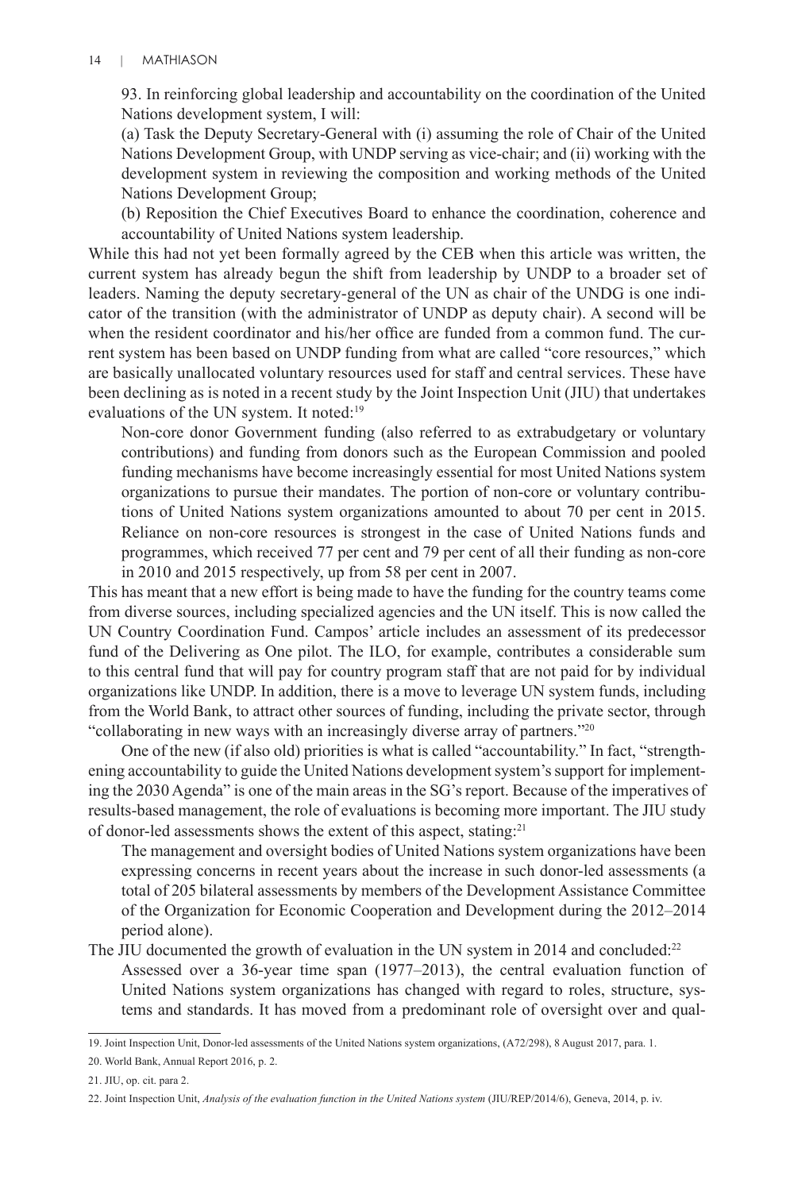93. In reinforcing global leadership and accountability on the coordination of the United Nations development system, I will:

(a) Task the Deputy Secretary-General with (i) assuming the role of Chair of the United Nations Development Group, with UNDP serving as vice-chair; and (ii) working with the development system in reviewing the composition and working methods of the United Nations Development Group;

(b) Reposition the Chief Executives Board to enhance the coordination, coherence and accountability of United Nations system leadership.

While this had not yet been formally agreed by the CEB when this article was written, the current system has already begun the shift from leadership by UNDP to a broader set of leaders. Naming the deputy secretary-general of the UN as chair of the UNDG is one indicator of the transition (with the administrator of UNDP as deputy chair). A second will be when the resident coordinator and his/her office are funded from a common fund. The current system has been based on UNDP funding from what are called "core resources," which are basically unallocated voluntary resources used for staff and central services. These have been declining as is noted in a recent study by the Joint Inspection Unit (JIU) that undertakes evaluations of the UN system. It noted:[19]

> Non-core donor Government funding (also referred to as extrabudgetary or voluntary contributions) and funding from donors such as the European Commission and pooled funding mechanisms have become increasingly essential for most United Nations system organizations to pursue their mandates. The portion of non-core or voluntary contributions of United Nations system organizations amounted to about 70 per cent in 2015. Reliance on non-core resources is strongest in the case of United Nations funds and programmes, which received 77 per cent and 79 per cent of all their funding as non-core in 2010 and 2015 respectively, up from 58 per cent in 2007.

This has meant that a new effort is being made to have the funding for the country teams come from diverse sources, including specialized agencies and the UN itself. This is now called the UN Country Coordination Fund. Campos' article includes an assessment of its predecessor fund of the Delivering as One pilot. The ILO, for example, contributes a considerable sum to this central fund that will pay for country program staff that are not paid for by individual organizations like UNDP. In addition, there is a move to leverage UN system funds, including from the World Bank, to attract other sources of funding, including the private sector, through "collaborating in new ways with an increasingly diverse array of partners."[20]

One of the new (if also old) priorities is what is called "accountability." In fact, "strengthening accountability to guide the United Nations development system's support for implementing the 2030 Agenda" is one of the main areas in the SG's report. Because of the imperatives of results-based management, the role of evaluations is becoming more important. The JIU study of donor-led assessments shows the extent of this aspect, stating:[21]

> The management and oversight bodies of United Nations system organizations have been expressing concerns in recent years about the increase in such donor-led assessments (a total of 205 bilateral assessments by members of the Development Assistance Committee of the Organization for Economic Cooperation and Development during the 2012–2014 period alone).

The JIU documented the growth of evaluation in the UN system in 2014 and concluded:[22]

> Assessed over a 36-year time span (1977–2013), the central evaluation function of United Nations system organizations has changed with regard to roles, structure, systems and standards. It has moved from a predominant role of oversight over and qual-

---

19. Joint Inspection Unit, Donor-led assessments of the United Nations system organizations, (A72/298), 8 August 2017, para. 1.

20. World Bank, Annual Report 2016, p. 2.

21. JIU, op. cit. para 2.

22. Joint Inspection Unit, *Analysis of the evaluation function in the United Nations system* (JIU/REP/2014/6), Geneva, 2014, p. iv.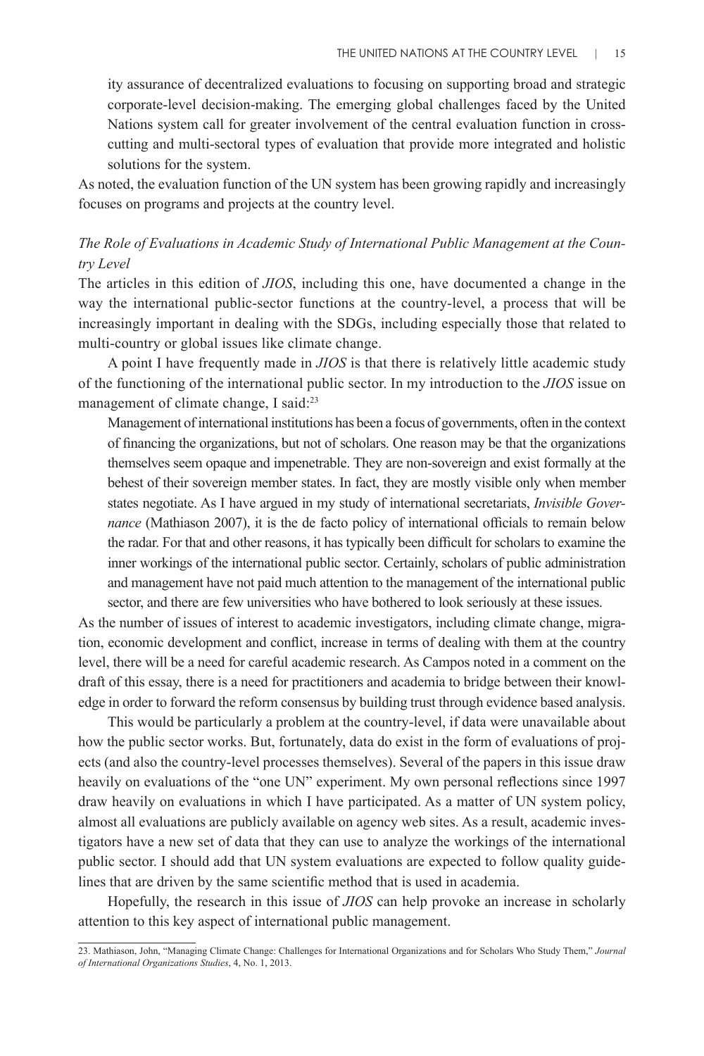ity assurance of decentralized evaluations to focusing on supporting broad and strategic corporate-level decision-making. The emerging global challenges faced by the United Nations system call for greater involvement of the central evaluation function in cross-cutting and multi-sectoral types of evaluation that provide more integrated and holistic solutions for the system.

As noted, the evaluation function of the UN system has been growing rapidly and increasingly focuses on programs and projects at the country level.

### *The Role of Evaluations in Academic Study of International Public Management at the Country Level*

The articles in this edition of *JIOS*, including this one, have documented a change in the way the international public-sector functions at the country-level, a process that will be increasingly important in dealing with the SDGs, including especially those that related to multi-country or global issues like climate change.

A point I have frequently made in *JIOS* is that there is relatively little academic study of the functioning of the international public sector. In my introduction to the *JIOS* issue on management of climate change, I said:[23]

> Management of international institutions has been a focus of governments, often in the context of financing the organizations, but not of scholars. One reason may be that the organizations themselves seem opaque and impenetrable. They are non-sovereign and exist formally at the behest of their sovereign member states. In fact, they are mostly visible only when member states negotiate. As I have argued in my study of international secretariats, *Invisible Governance* (Mathiason 2007), it is the de facto policy of international officials to remain below the radar. For that and other reasons, it has typically been difficult for scholars to examine the inner workings of the international public sector. Certainly, scholars of public administration and management have not paid much attention to the management of the international public sector, and there are few universities who have bothered to look seriously at these issues.

As the number of issues of interest to academic investigators, including climate change, migration, economic development and conflict, increase in terms of dealing with them at the country level, there will be a need for careful academic research. As Campos noted in a comment on the draft of this essay, there is a need for practitioners and academia to bridge between their knowledge in order to forward the reform consensus by building trust through evidence based analysis.

This would be particularly a problem at the country-level, if data were unavailable about how the public sector works. But, fortunately, data do exist in the form of evaluations of projects (and also the country-level processes themselves). Several of the papers in this issue draw heavily on evaluations of the "one UN" experiment. My own personal reflections since 1997 draw heavily on evaluations in which I have participated. As a matter of UN system policy, almost all evaluations are publicly available on agency web sites. As a result, academic investigators have a new set of data that they can use to analyze the workings of the international public sector. I should add that UN system evaluations are expected to follow quality guidelines that are driven by the same scientific method that is used in academia.

Hopefully, the research in this issue of *JIOS* can help provoke an increase in scholarly attention to this key aspect of international public management.

---

23. Mathiason, John, "Managing Climate Change: Challenges for International Organizations and for Scholars Who Study Them," *Journal of International Organizations Studies*, 4, No. 1, 2013.